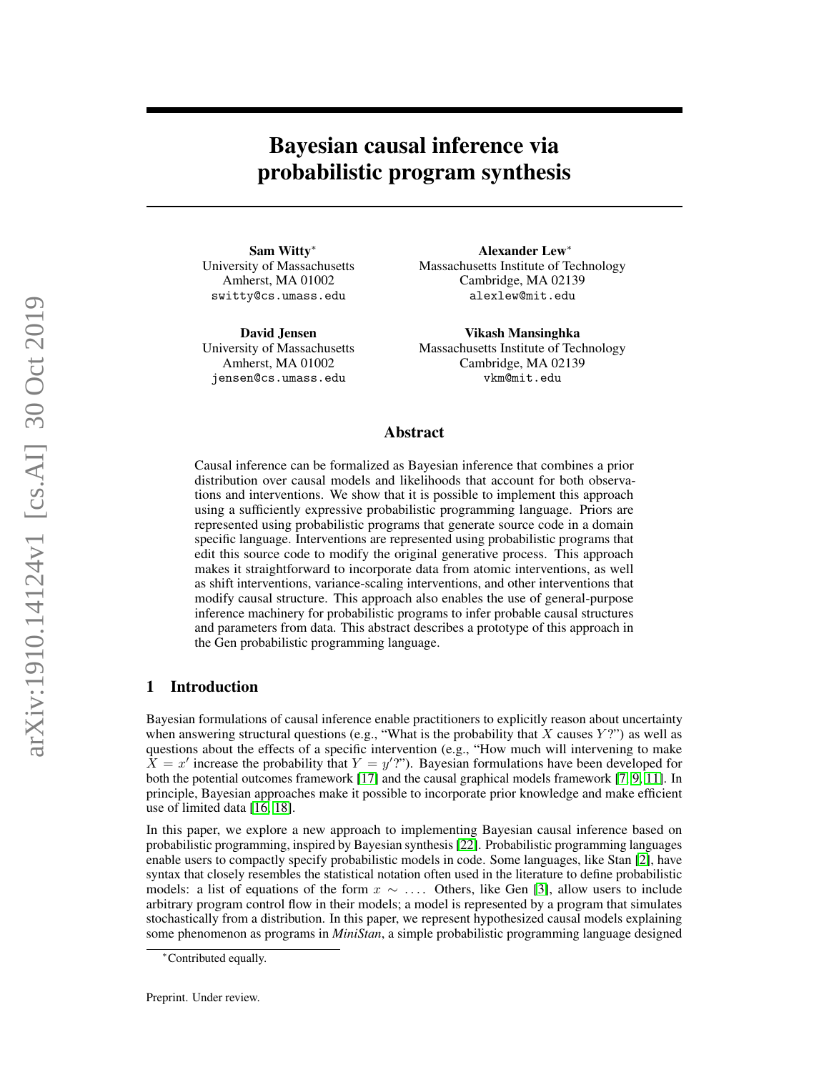# Bayesian causal inference via probabilistic program synthesis

**Sam Witty***
University of Massachusetts
Amherst, MA 01002
switty@cs.umass.edu

**Alexander Lew***
Massachusetts Institute of Technology
Cambridge, MA 02139
alexlew@mit.edu

**David Jensen**
University of Massachusetts
Amherst, MA 01002
jensen@cs.umass.edu

**Vikash Mansinghka**
Massachusetts Institute of Technology
Cambridge, MA 02139
vkm@mit.edu

## Abstract

Causal inference can be formalized as Bayesian inference that combines a prior distribution over causal models and likelihoods that account for both observations and interventions. We show that it is possible to implement this approach using a sufficiently expressive probabilistic programming language. Priors are represented using probabilistic programs that generate source code in a domain specific language. Interventions are represented using probabilistic programs that edit this source code to modify the original generative process. This approach makes it straightforward to incorporate data from atomic interventions, as well as shift interventions, variance-scaling interventions, and other interventions that modify causal structure. This approach also enables the use of general-purpose inference machinery for probabilistic programs to infer probable causal structures and parameters from data. This abstract describes a prototype of this approach in the Gen probabilistic programming language.

## 1 Introduction

Bayesian formulations of causal inference enable practitioners to explicitly reason about uncertainty when answering structural questions (e.g., "What is the probability that $X$ causes $Y$?") as well as questions about the effects of a specific intervention (e.g., "How much will intervening to make $X = x'$ increase the probability that $Y = y'$?"). Bayesian formulations have been developed for both the potential outcomes framework [17] and the causal graphical models framework [7, 9, 11]. In principle, Bayesian approaches make it possible to incorporate prior knowledge and make efficient use of limited data [16, 18].

In this paper, we explore a new approach to implementing Bayesian causal inference based on probabilistic programming, inspired by Bayesian synthesis [22]. Probabilistic programming languages enable users to compactly specify probabilistic models in code. Some languages, like Stan [2], have syntax that closely resembles the statistical notation often used in the literature to define probabilistic models: a list of equations of the form $x \sim \ldots$. Others, like Gen [3], allow users to include arbitrary program control flow in their models; a model is represented by a program that simulates stochastically from a distribution. In this paper, we represent hypothesized causal models explaining some phenomenon as programs in *MiniStan*, a simple probabilistic programming language designed

*Contributed equally.

Preprint. Under review.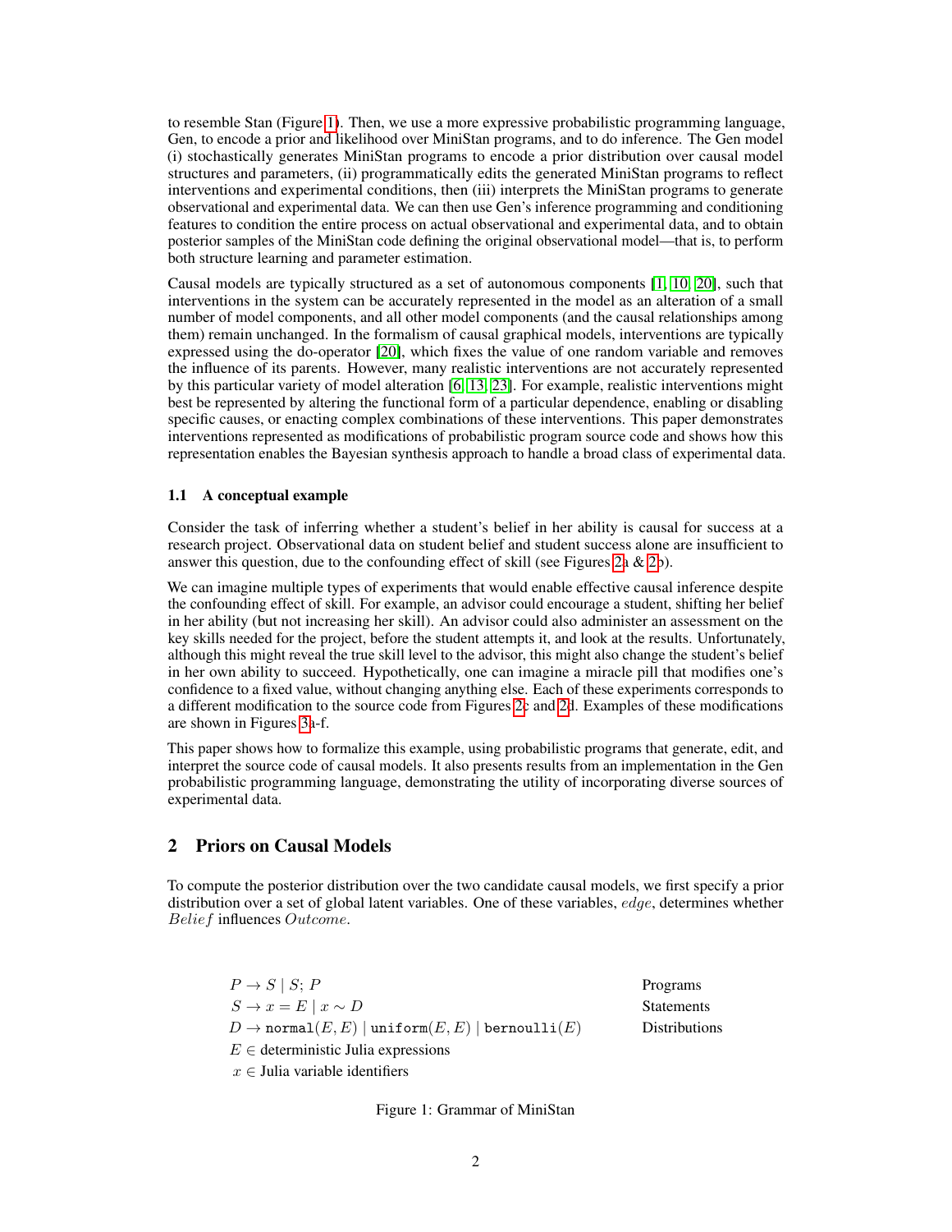to resemble Stan (Figure 1). Then, we use a more expressive probabilistic programming language, Gen, to encode a prior and likelihood over MiniStan programs, and to do inference. The Gen model (i) stochastically generates MiniStan programs to encode a prior distribution over causal model structures and parameters, (ii) programmatically edits the generated MiniStan programs to reflect interventions and experimental conditions, then (iii) interprets the MiniStan programs to generate observational and experimental data. We can then use Gen's inference programming and conditioning features to condition the entire process on actual observational and experimental data, and to obtain posterior samples of the MiniStan code defining the original observational model—that is, to perform both structure learning and parameter estimation.

Causal models are typically structured as a set of autonomous components [1, 10, 20], such that interventions in the system can be accurately represented in the model as an alteration of a small number of model components, and all other model components (and the causal relationships among them) remain unchanged. In the formalism of causal graphical models, interventions are typically expressed using the do-operator [20], which fixes the value of one random variable and removes the influence of its parents. However, many realistic interventions are not accurately represented by this particular variety of model alteration [6, 13, 23]. For example, realistic interventions might best be represented by altering the functional form of a particular dependence, enabling or disabling specific causes, or enacting complex combinations of these interventions. This paper demonstrates interventions represented as modifications of probabilistic program source code and shows how this representation enables the Bayesian synthesis approach to handle a broad class of experimental data.

### 1.1 A conceptual example

Consider the task of inferring whether a student's belief in her ability is causal for success at a research project. Observational data on student belief and student success alone are insufficient to answer this question, due to the confounding effect of skill (see Figures 2a & 2b).

We can imagine multiple types of experiments that would enable effective causal inference despite the confounding effect of skill. For example, an advisor could encourage a student, shifting her belief in her ability (but not increasing her skill). An advisor could also administer an assessment on the key skills needed for the project, before the student attempts it, and look at the results. Unfortunately, although this might reveal the true skill level to the advisor, this might also change the student's belief in her own ability to succeed. Hypothetically, one can imagine a miracle pill that modifies one's confidence to a fixed value, without changing anything else. Each of these experiments corresponds to a different modification to the source code from Figures 2c and 2d. Examples of these modifications are shown in Figures 3a-f.

This paper shows how to formalize this example, using probabilistic programs that generate, edit, and interpret the source code of causal models. It also presents results from an implementation in the Gen probabilistic programming language, demonstrating the utility of incorporating diverse sources of experimental data.

## 2 Priors on Causal Models

To compute the posterior distribution over the two candidate causal models, we first specify a prior distribution over a set of global latent variables. One of these variables, $edge$, determines whether $Belief$ influences $Outcome$.

| | |
|---|---|
| $P \to S \mid S;\, P$ | Programs |
| $S \to x = E \mid x \sim D$ | Statements |
| $D \to \texttt{normal}(E, E) \mid \texttt{uniform}(E, E) \mid \texttt{bernoulli}(E)$ | Distributions |
| $E \in$ deterministic Julia expressions | |
| $x \in$ Julia variable identifiers | |

Figure 1: Grammar of MiniStan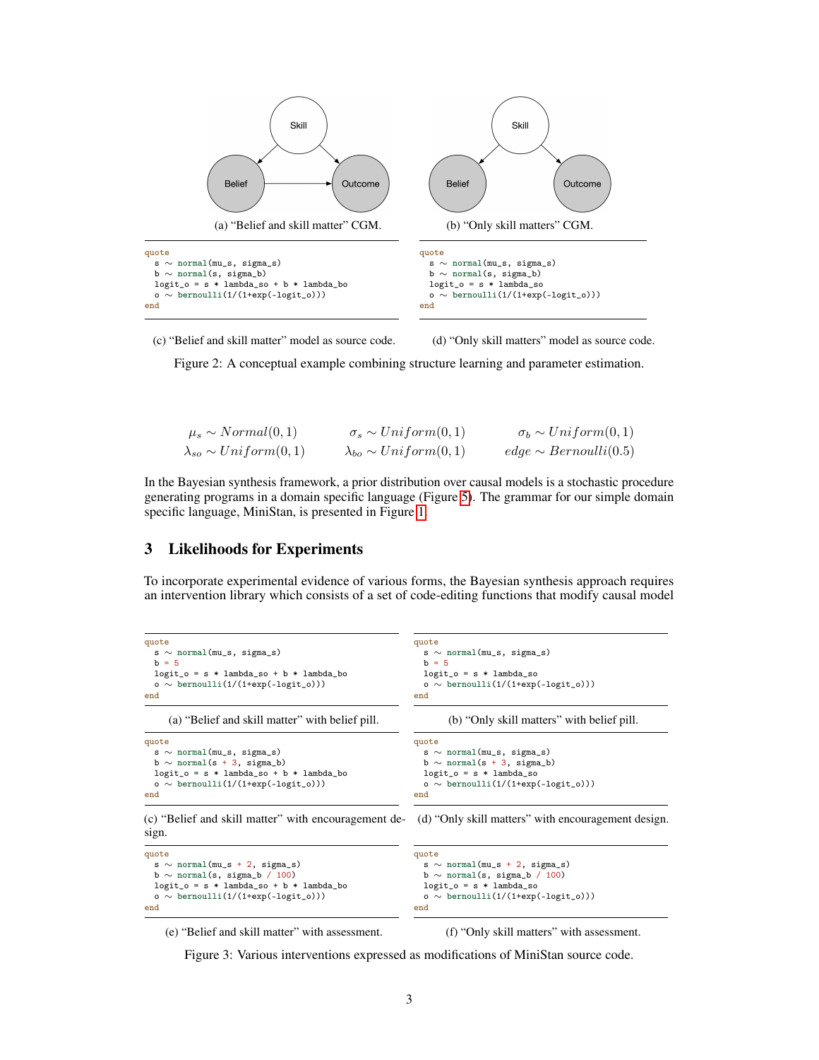(a) "Belief and skill matter" CGM.

(b) "Only skill matters" CGM.

```
quote
  s ~ normal(mu_s, sigma_s)
  b ~ normal(s, sigma_b)
  logit_o = s * lambda_so + b * lambda_bo
  o ~ bernoulli(1/(1+exp(-logit_o)))
end
```

(c) "Belief and skill matter" model as source code.

```
quote
  s ~ normal(mu_s, sigma_s)
  b ~ normal(s, sigma_b)
  logit_o = s * lambda_so
  o ~ bernoulli(1/(1+exp(-logit_o)))
end
```

(d) "Only skill matters" model as source code.

Figure 2: A conceptual example combining structure learning and parameter estimation.

$$\mu_s \sim Normal(0, 1) \qquad \sigma_s \sim Uniform(0, 1) \qquad \sigma_b \sim Uniform(0, 1)$$
$$\lambda_{so} \sim Uniform(0, 1) \qquad \lambda_{bo} \sim Uniform(0, 1) \qquad edge \sim Bernoulli(0.5)$$

In the Bayesian synthesis framework, a prior distribution over causal models is a stochastic procedure generating programs in a domain specific language (Figure 5). The grammar for our simple domain specific language, MiniStan, is presented in Figure 1.

## 3 Likelihoods for Experiments

To incorporate experimental evidence of various forms, the Bayesian synthesis approach requires an intervention library which consists of a set of code-editing functions that modify causal model

```
quote
  s ~ normal(mu_s, sigma_s)
  b = 5
  logit_o = s * lambda_so + b * lambda_bo
  o ~ bernoulli(1/(1+exp(-logit_o)))
end
```

(a) "Belief and skill matter" with belief pill.

```
quote
  s ~ normal(mu_s, sigma_s)
  b = 5
  logit_o = s * lambda_so
  o ~ bernoulli(1/(1+exp(-logit_o)))
end
```

(b) "Only skill matters" with belief pill.

```
quote
  s ~ normal(mu_s, sigma_s)
  b ~ normal(s + 3, sigma_b)
  logit_o = s * lambda_so + b * lambda_bo
  o ~ bernoulli(1/(1+exp(-logit_o)))
end
```

(c) "Belief and skill matter" with encouragement design.

```
quote
  s ~ normal(mu_s, sigma_s)
  b ~ normal(s + 3, sigma_b)
  logit_o = s * lambda_so
  o ~ bernoulli(1/(1+exp(-logit_o)))
end
```

(d) "Only skill matters" with encouragement design.

```
quote
  s ~ normal(mu_s + 2, sigma_s)
  b ~ normal(s, sigma_b / 100)
  logit_o = s * lambda_so + b * lambda_bo
  o ~ bernoulli(1/(1+exp(-logit_o)))
end
```

(e) "Belief and skill matter" with assessment.

```
quote
  s ~ normal(mu_s + 2, sigma_s)
  b ~ normal(s, sigma_b / 100)
  logit_o = s * lambda_so
  o ~ bernoulli(1/(1+exp(-logit_o)))
end
```

(f) "Only skill matters" with assessment.

Figure 3: Various interventions expressed as modifications of MiniStan source code.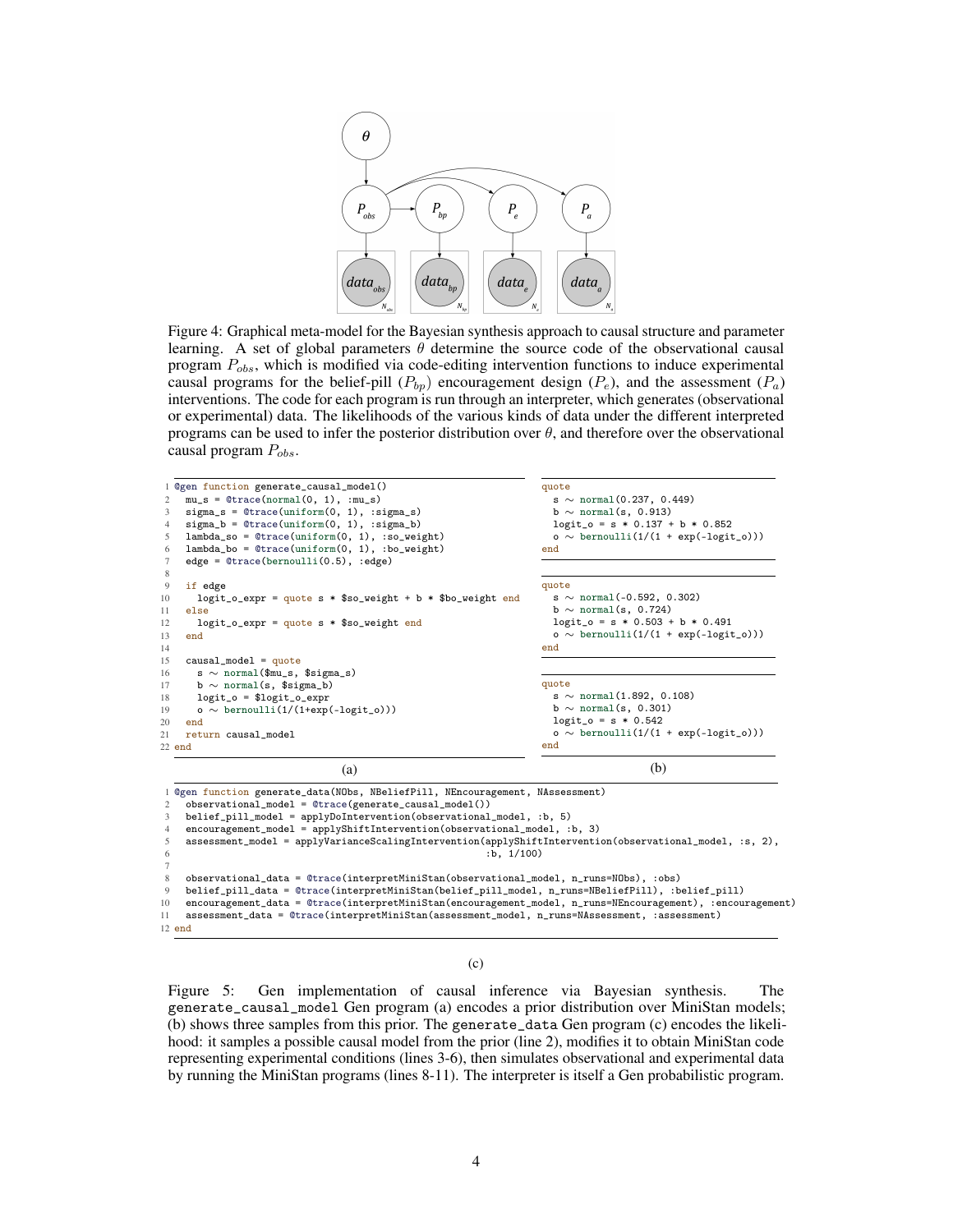Figure 4: Graphical meta-model for the Bayesian synthesis approach to causal structure and parameter learning. A set of global parameters $\theta$ determine the source code of the observational causal program $P_{obs}$, which is modified via code-editing intervention functions to induce experimental causal programs for the belief-pill ($P_{bp}$) encouragement design ($P_e$), and the assessment ($P_a$) interventions. The code for each program is run through an interpreter, which generates (observational or experimental) data. The likelihoods of the various kinds of data under the different interpreted programs can be used to infer the posterior distribution over $\theta$, and therefore over the observational causal program $P_{obs}$.

```
1  @gen function generate_causal_model()
2    mu_s = @trace(normal(0, 1), :mu_s)
3    sigma_s = @trace(uniform(0, 1), :sigma_s)
4    sigma_b = @trace(uniform(0, 1), :sigma_b)
5    lambda_so = @trace(uniform(0, 1), :so_weight)
6    lambda_bo = @trace(uniform(0, 1), :bo_weight)
7    edge = @trace(bernoulli(0.5), :edge)
8
9    if edge
10     logit_o_expr = quote s * $so_weight + b * $bo_weight end
11   else
12     logit_o_expr = quote s * $so_weight end
13   end
14
15   causal_model = quote
16     s ∼ normal($mu_s, $sigma_s)
17     b ∼ normal(s, $sigma_b)
18     logit_o = $logit_o_expr
19     o ∼ bernoulli(1/(1+exp(-logit_o)))
20   end
21   return causal_model
22 end
```

(a)

```
quote
  s ∼ normal(0.237, 0.449)
  b ∼ normal(s, 0.913)
  logit_o = s * 0.137 + b * 0.852
  o ∼ bernoulli(1/(1 + exp(-logit_o)))
end
```

```
quote
  s ∼ normal(-0.592, 0.302)
  b ∼ normal(s, 0.724)
  logit_o = s * 0.503 + b * 0.491
  o ∼ bernoulli(1/(1 + exp(-logit_o)))
end
```

```
quote
  s ∼ normal(1.892, 0.108)
  b ∼ normal(s, 0.301)
  logit_o = s * 0.542
  o ∼ bernoulli(1/(1 + exp(-logit_o)))
end
```

(b)

```
1  @gen function generate_data(NObs, NBeliefPill, NEncouragement, NAssessment)
2    observational_model = @trace(generate_causal_model())
3    belief_pill_model = applyDoIntervention(observational_model, :b, 5)
4    encouragement_model = applyShiftIntervention(observational_model, :b, 3)
5    assessment_model = applyVarianceScalingIntervention(applyShiftIntervention(observational_model, :s, 2),
6                                                        :b, 1/100)
7
8    observational_data = @trace(interpretMiniStan(observational_model, n_runs=NObs), :obs)
9    belief_pill_data = @trace(interpretMiniStan(belief_pill_model, n_runs=NBeliefPill), :belief_pill)
10   encouragement_data = @trace(interpretMiniStan(encouragement_model, n_runs=NEncouragement), :encouragement)
11   assessment_data = @trace(interpretMiniStan(assessment_model, n_runs=NAssessment), :assessment)
12 end
```

(c)

Figure 5: Gen implementation of causal inference via Bayesian synthesis. The `generate_causal_model` Gen program (a) encodes a prior distribution over MiniStan models; (b) shows three samples from this prior. The `generate_data` Gen program (c) encodes the likelihood: it samples a possible causal model from the prior (line 2), modifies it to obtain MiniStan code representing experimental conditions (lines 3-6), then simulates observational and experimental data by running the MiniStan programs (lines 8-11). The interpreter is itself a Gen probabilistic program.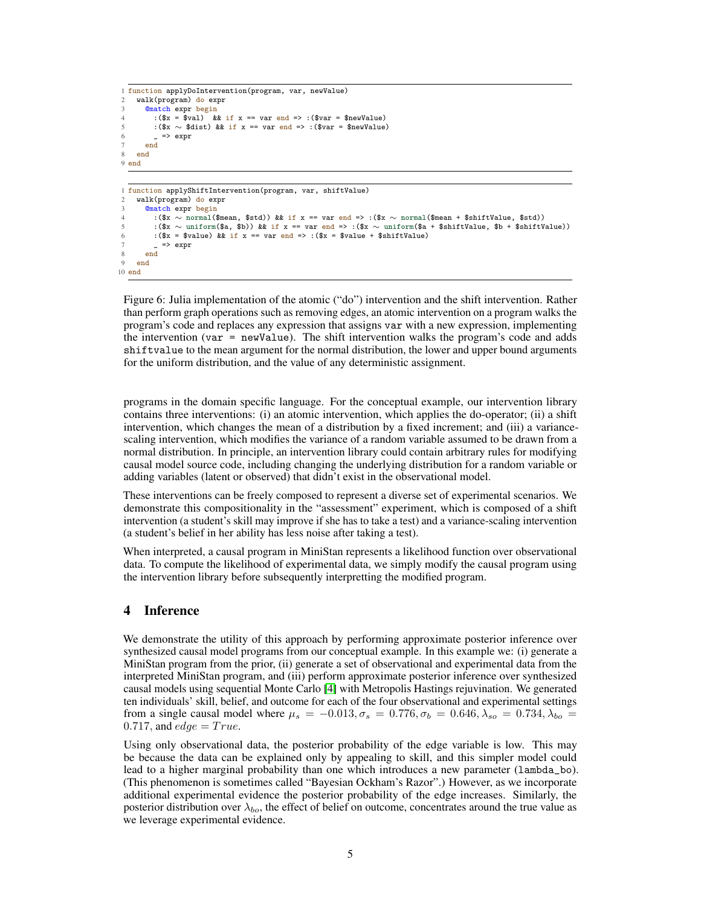```julia
function applyDoIntervention(program, var, newValue)
  walk(program) do expr
    @match expr begin
      :($x = $val)  && if x == var end => :($var = $newValue)
      :($x ~ $dist) && if x == var end => :($var = $newValue)
      _ => expr
    end
  end
end
```

```julia
function applyShiftIntervention(program, var, shiftValue)
  walk(program) do expr
    @match expr begin
      :($x ~ normal($mean, $std)) && if x == var end => :($x ~ normal($mean + $shiftValue, $std))
      :($x ~ uniform($a, $b)) && if x == var end => :($x ~ uniform($a + $shiftValue, $b + $shiftValue))
      :($x = $value) && if x == var end => :($x = $value + $shiftValue)
      _ => expr
    end
  end
end
```

Figure 6: Julia implementation of the atomic ("do") intervention and the shift intervention. Rather than perform graph operations such as removing edges, an atomic intervention on a program walks the program's code and replaces any expression that assigns `var` with a new expression, implementing the intervention (`var = newValue`). The shift intervention walks the program's code and adds `shiftvalue` to the mean argument for the normal distribution, the lower and upper bound arguments for the uniform distribution, and the value of any deterministic assignment.

programs in the domain specific language. For the conceptual example, our intervention library contains three interventions: (i) an atomic intervention, which applies the do-operator; (ii) a shift intervention, which changes the mean of a distribution by a fixed increment; and (iii) a variance-scaling intervention, which modifies the variance of a random variable assumed to be drawn from a normal distribution. In principle, an intervention library could contain arbitrary rules for modifying causal model source code, including changing the underlying distribution for a random variable or adding variables (latent or observed) that didn't exist in the observational model.

These interventions can be freely composed to represent a diverse set of experimental scenarios. We demonstrate this compositionality in the "assessment" experiment, which is composed of a shift intervention (a student's skill may improve if she has to take a test) and a variance-scaling intervention (a student's belief in her ability has less noise after taking a test).

When interpreted, a causal program in MiniStan represents a likelihood function over observational data. To compute the likelihood of experimental data, we simply modify the causal program using the intervention library before subsequently interpretting the modified program.

## 4 Inference

We demonstrate the utility of this approach by performing approximate posterior inference over synthesized causal model programs from our conceptual example. In this example we: (i) generate a MiniStan program from the prior, (ii) generate a set of observational and experimental data from the interpreted MiniStan program, and (iii) perform approximate posterior inference over synthesized causal models using sequential Monte Carlo [4] with Metropolis Hastings rejuvination. We generated ten individuals' skill, belief, and outcome for each of the four observational and experimental settings from a single causal model where $\mu_s = -0.013, \sigma_s = 0.776, \sigma_b = 0.646, \lambda_{so} = 0.734, \lambda_{bo} = 0.717$, and $edge = True$.

Using only observational data, the posterior probability of the edge variable is low. This may be because the data can be explained only by appealing to skill, and this simpler model could lead to a higher marginal probability than one which introduces a new parameter (`lambda_bo`). (This phenomenon is sometimes called "Bayesian Ockham's Razor".) However, as we incorporate additional experimental evidence the posterior probability of the edge increases. Similarly, the posterior distribution over $\lambda_{bo}$, the effect of belief on outcome, concentrates around the true value as we leverage experimental evidence.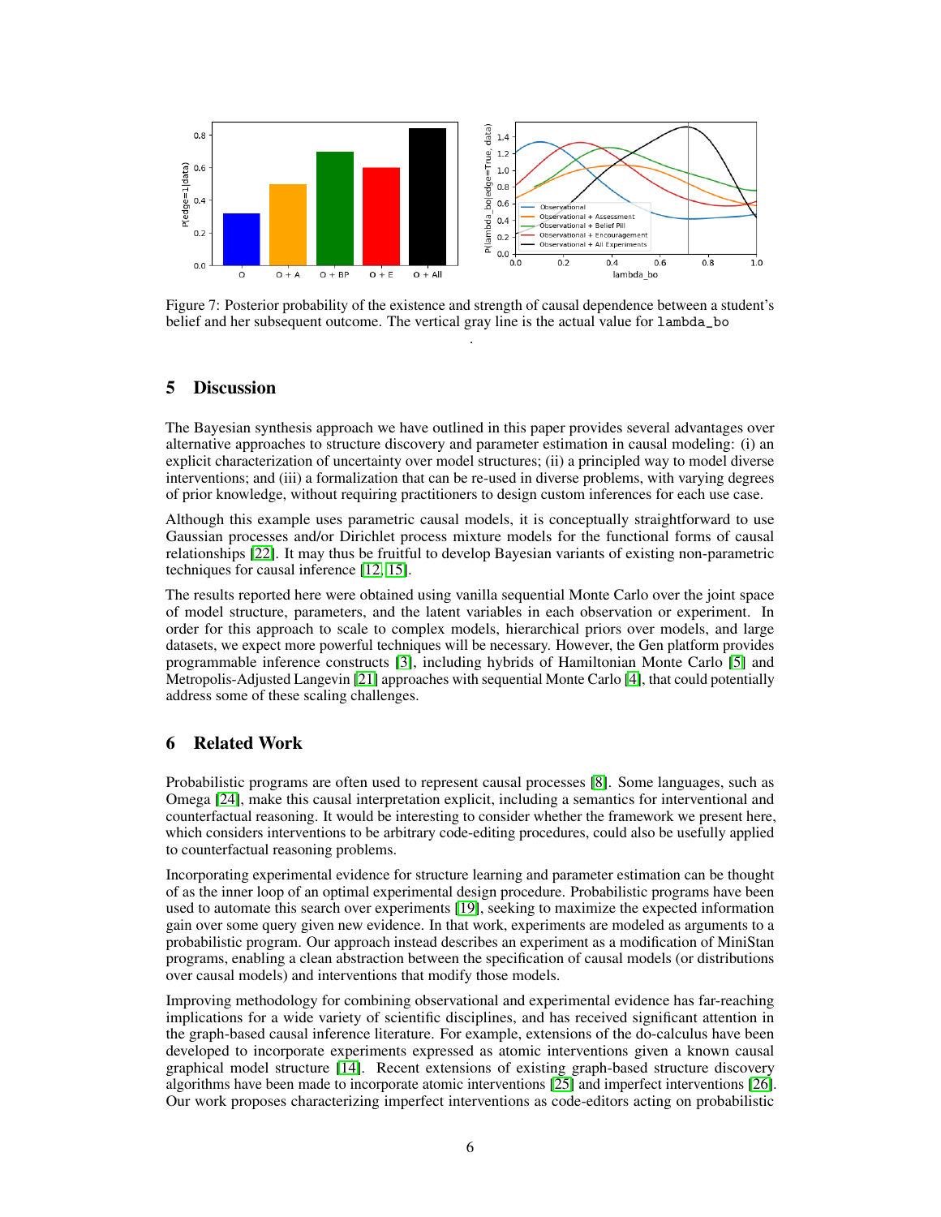Figure 7: Posterior probability of the existence and strength of causal dependence between a student's belief and her subsequent outcome. The vertical gray line is the actual value for `lambda_bo`

## 5 Discussion

The Bayesian synthesis approach we have outlined in this paper provides several advantages over alternative approaches to structure discovery and parameter estimation in causal modeling: (i) an explicit characterization of uncertainty over model structures; (ii) a principled way to model diverse interventions; and (iii) a formalization that can be re-used in diverse problems, with varying degrees of prior knowledge, without requiring practitioners to design custom inferences for each use case.

Although this example uses parametric causal models, it is conceptually straightforward to use Gaussian processes and/or Dirichlet process mixture models for the functional forms of causal relationships [22]. It may thus be fruitful to develop Bayesian variants of existing non-parametric techniques for causal inference [12, 15].

The results reported here were obtained using vanilla sequential Monte Carlo over the joint space of model structure, parameters, and the latent variables in each observation or experiment. In order for this approach to scale to complex models, hierarchical priors over models, and large datasets, we expect more powerful techniques will be necessary. However, the Gen platform provides programmable inference constructs [3], including hybrids of Hamiltonian Monte Carlo [5] and Metropolis-Adjusted Langevin [21] approaches with sequential Monte Carlo [4], that could potentially address some of these scaling challenges.

## 6 Related Work

Probabilistic programs are often used to represent causal processes [8]. Some languages, such as Omega [24], make this causal interpretation explicit, including a semantics for interventional and counterfactual reasoning. It would be interesting to consider whether the framework we present here, which considers interventions to be arbitrary code-editing procedures, could also be usefully applied to counterfactual reasoning problems.

Incorporating experimental evidence for structure learning and parameter estimation can be thought of as the inner loop of an optimal experimental design procedure. Probabilistic programs have been used to automate this search over experiments [19], seeking to maximize the expected information gain over some query given new evidence. In that work, experiments are modeled as arguments to a probabilistic program. Our approach instead describes an experiment as a modification of MiniStan programs, enabling a clean abstraction between the specification of causal models (or distributions over causal models) and interventions that modify those models.

Improving methodology for combining observational and experimental evidence has far-reaching implications for a wide variety of scientific disciplines, and has received significant attention in the graph-based causal inference literature. For example, extensions of the do-calculus have been developed to incorporate experiments expressed as atomic interventions given a known causal graphical model structure [14]. Recent extensions of existing graph-based structure discovery algorithms have been made to incorporate atomic interventions [25] and imperfect interventions [26]. Our work proposes characterizing imperfect interventions as code-editors acting on probabilistic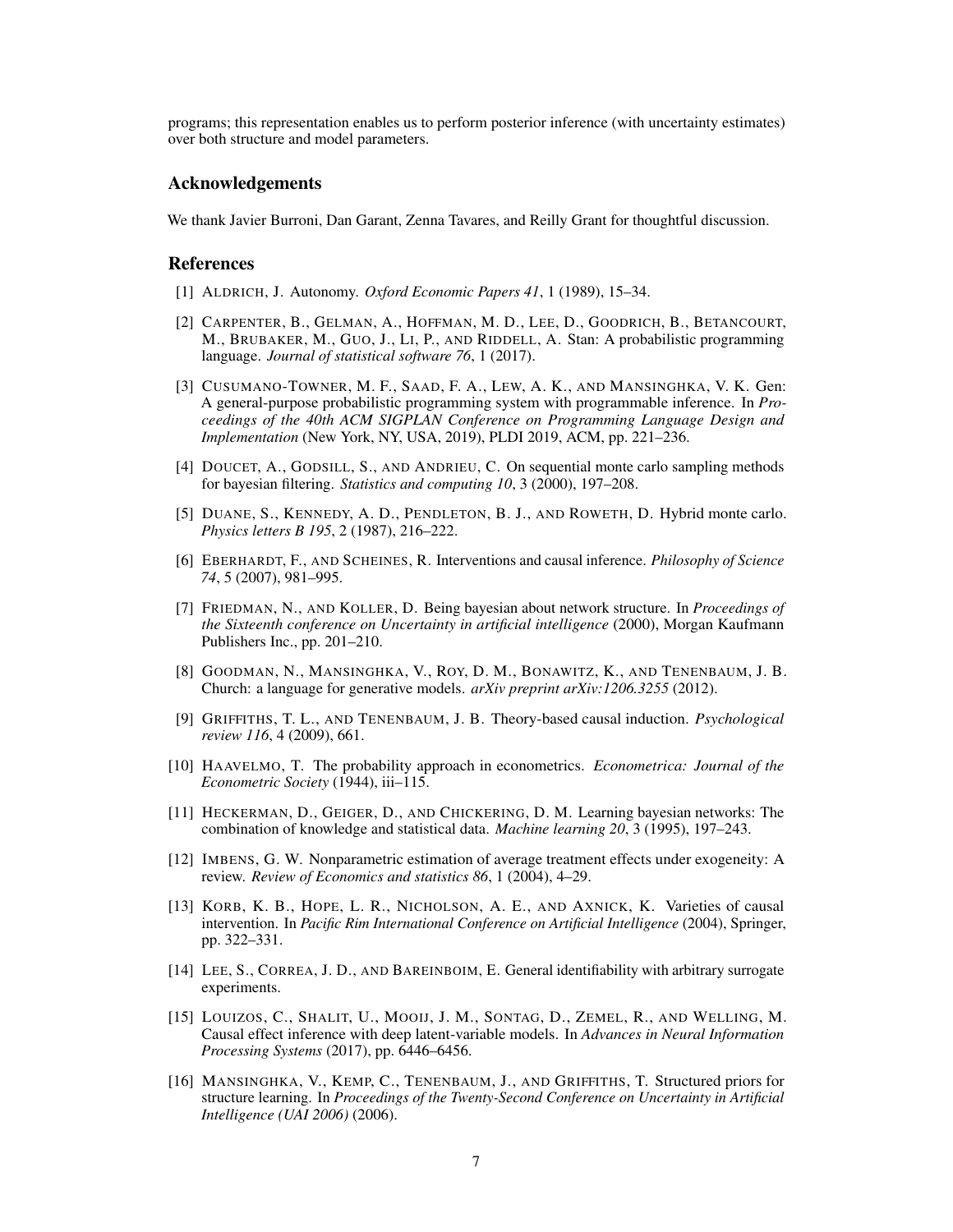programs; this representation enables us to perform posterior inference (with uncertainty estimates) over both structure and model parameters.

## Acknowledgements

We thank Javier Burroni, Dan Garant, Zenna Tavares, and Reilly Grant for thoughtful discussion.

## References

[1] Aldrich, J. Autonomy. *Oxford Economic Papers 41*, 1 (1989), 15–34.

[2] Carpenter, B., Gelman, A., Hoffman, M. D., Lee, D., Goodrich, B., Betancourt, M., Brubaker, M., Guo, J., Li, P., and Riddell, A. Stan: A probabilistic programming language. *Journal of statistical software 76*, 1 (2017).

[3] Cusumano-Towner, M. F., Saad, F. A., Lew, A. K., and Mansinghka, V. K. Gen: A general-purpose probabilistic programming system with programmable inference. In *Proceedings of the 40th ACM SIGPLAN Conference on Programming Language Design and Implementation* (New York, NY, USA, 2019), PLDI 2019, ACM, pp. 221–236.

[4] Doucet, A., Godsill, S., and Andrieu, C. On sequential monte carlo sampling methods for bayesian filtering. *Statistics and computing 10*, 3 (2000), 197–208.

[5] Duane, S., Kennedy, A. D., Pendleton, B. J., and Roweth, D. Hybrid monte carlo. *Physics letters B 195*, 2 (1987), 216–222.

[6] Eberhardt, F., and Scheines, R. Interventions and causal inference. *Philosophy of Science 74*, 5 (2007), 981–995.

[7] Friedman, N., and Koller, D. Being bayesian about network structure. In *Proceedings of the Sixteenth conference on Uncertainty in artificial intelligence* (2000), Morgan Kaufmann Publishers Inc., pp. 201–210.

[8] Goodman, N., Mansinghka, V., Roy, D. M., Bonawitz, K., and Tenenbaum, J. B. Church: a language for generative models. *arXiv preprint arXiv:1206.3255* (2012).

[9] Griffiths, T. L., and Tenenbaum, J. B. Theory-based causal induction. *Psychological review 116*, 4 (2009), 661.

[10] Haavelmo, T. The probability approach in econometrics. *Econometrica: Journal of the Econometric Society* (1944), iii–115.

[11] Heckerman, D., Geiger, D., and Chickering, D. M. Learning bayesian networks: The combination of knowledge and statistical data. *Machine learning 20*, 3 (1995), 197–243.

[12] Imbens, G. W. Nonparametric estimation of average treatment effects under exogeneity: A review. *Review of Economics and statistics 86*, 1 (2004), 4–29.

[13] Korb, K. B., Hope, L. R., Nicholson, A. E., and Axnick, K. Varieties of causal intervention. In *Pacific Rim International Conference on Artificial Intelligence* (2004), Springer, pp. 322–331.

[14] Lee, S., Correa, J. D., and Bareinboim, E. General identifiability with arbitrary surrogate experiments.

[15] Louizos, C., Shalit, U., Mooij, J. M., Sontag, D., Zemel, R., and Welling, M. Causal effect inference with deep latent-variable models. In *Advances in Neural Information Processing Systems* (2017), pp. 6446–6456.

[16] Mansinghka, V., Kemp, C., Tenenbaum, J., and Griffiths, T. Structured priors for structure learning. In *Proceedings of the Twenty-Second Conference on Uncertainty in Artificial Intelligence (UAI 2006)* (2006).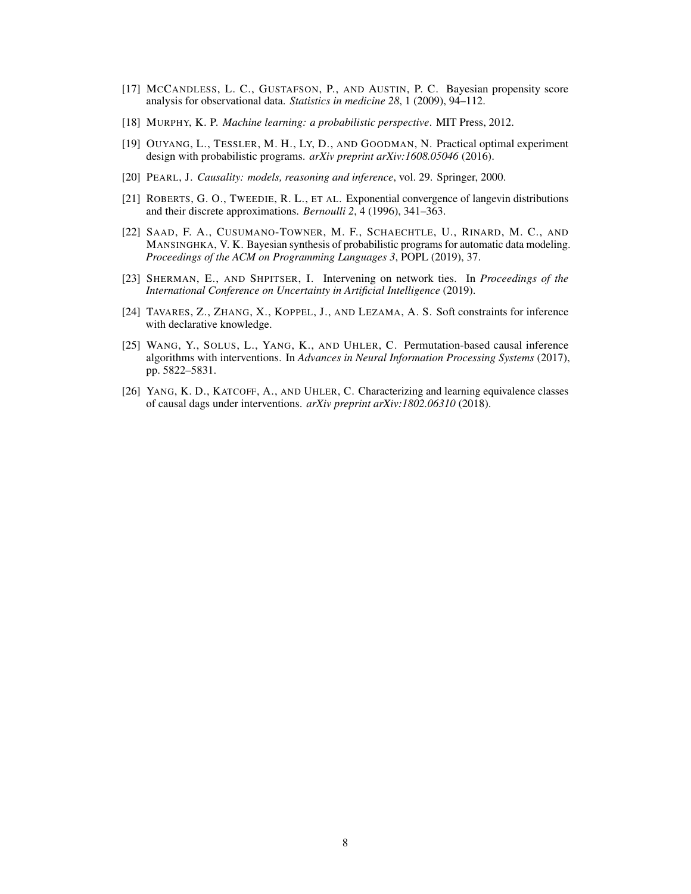[17] McCandless, L. C., Gustafson, P., and Austin, P. C. Bayesian propensity score analysis for observational data. *Statistics in medicine 28*, 1 (2009), 94–112.

[18] Murphy, K. P. *Machine learning: a probabilistic perspective*. MIT Press, 2012.

[19] Ouyang, L., Tessler, M. H., Ly, D., and Goodman, N. Practical optimal experiment design with probabilistic programs. *arXiv preprint arXiv:1608.05046* (2016).

[20] Pearl, J. *Causality: models, reasoning and inference*, vol. 29. Springer, 2000.

[21] Roberts, G. O., Tweedie, R. L., et al. Exponential convergence of langevin distributions and their discrete approximations. *Bernoulli 2*, 4 (1996), 341–363.

[22] Saad, F. A., Cusumano-Towner, M. F., Schaechtle, U., Rinard, M. C., and Mansinghka, V. K. Bayesian synthesis of probabilistic programs for automatic data modeling. *Proceedings of the ACM on Programming Languages 3*, POPL (2019), 37.

[23] Sherman, E., and Shpitser, I. Intervening on network ties. In *Proceedings of the International Conference on Uncertainty in Artificial Intelligence* (2019).

[24] Tavares, Z., Zhang, X., Koppel, J., and Lezama, A. S. Soft constraints for inference with declarative knowledge.

[25] Wang, Y., Solus, L., Yang, K., and Uhler, C. Permutation-based causal inference algorithms with interventions. In *Advances in Neural Information Processing Systems* (2017), pp. 5822–5831.

[26] Yang, K. D., Katcoff, A., and Uhler, C. Characterizing and learning equivalence classes of causal dags under interventions. *arXiv preprint arXiv:1802.06310* (2018).